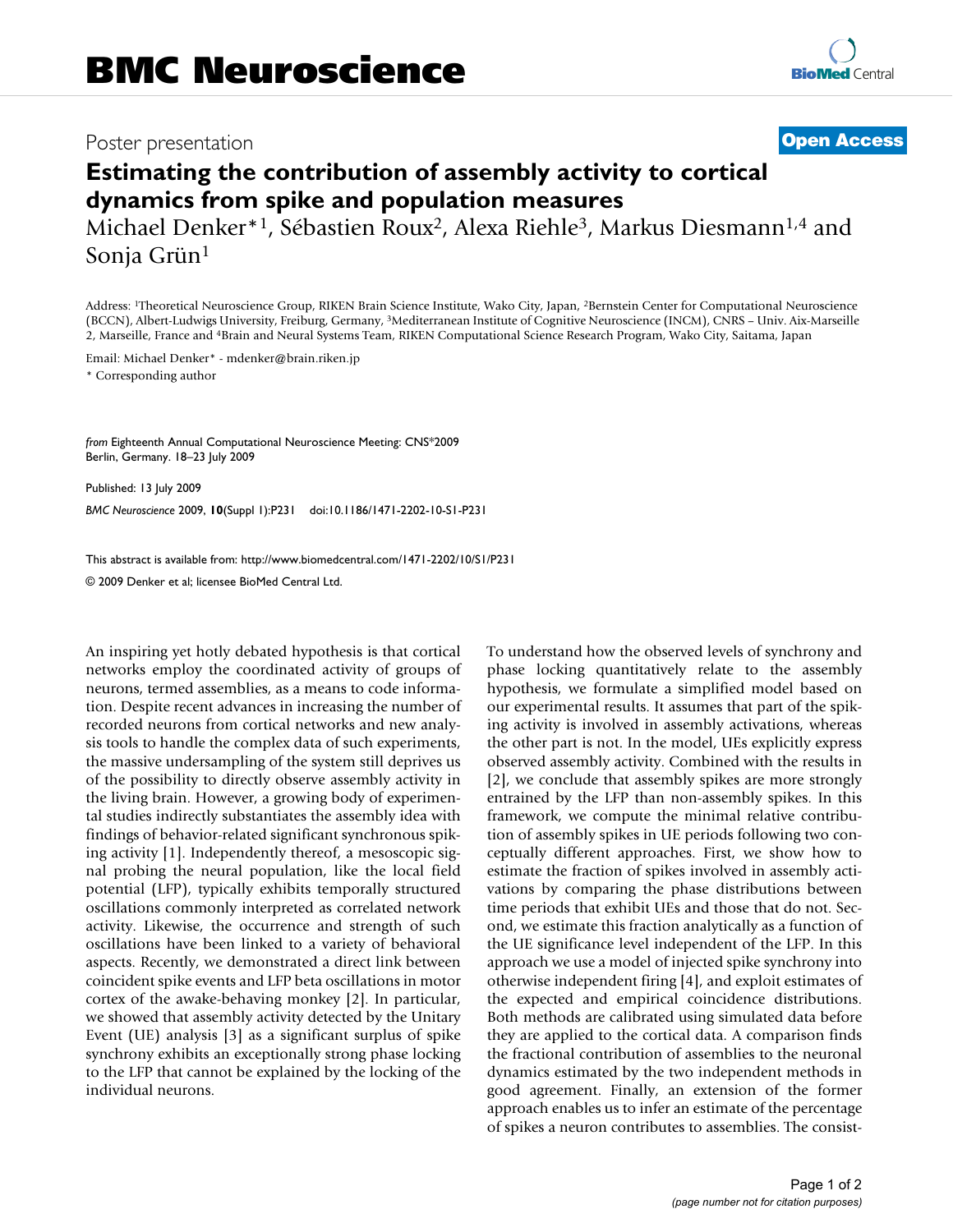Poster presentation

**Open Access**

# Estimating the contribution of assembly activity to cortical dynamics from spike and population measures

Michael Denker*[1], Sébastien Roux[2], Alexa Riehle[3], Markus Diesmann[1,4] and Sonja Grün[1]

Address: [1]Theoretical Neuroscience Group, RIKEN Brain Science Institute, Wako City, Japan, [2]Bernstein Center for Computational Neuroscience (BCCN), Albert-Ludwigs University, Freiburg, Germany, [3]Mediterranean Institute of Cognitive Neuroscience (INCM), CNRS – Univ. Aix-Marseille 2, Marseille, France and [4]Brain and Neural Systems Team, RIKEN Computational Science Research Program, Wako City, Saitama, Japan

Email: Michael Denker* - mdenker@brain.riken.jp

* Corresponding author

*from* Eighteenth Annual Computational Neuroscience Meeting: CNS*2009
Berlin, Germany. 18–23 July 2009

Published: 13 July 2009

*BMC Neuroscience* 2009, **10**(Suppl 1):P231 doi:10.1186/1471-2202-10-S1-P231

This abstract is available from: http://www.biomedcentral.com/1471-2202/10/S1/P231

© 2009 Denker et al; licensee BioMed Central Ltd.

An inspiring yet hotly debated hypothesis is that cortical networks employ the coordinated activity of groups of neurons, termed assemblies, as a means to code information. Despite recent advances in increasing the number of recorded neurons from cortical networks and new analysis tools to handle the complex data of such experiments, the massive undersampling of the system still deprives us of the possibility to directly observe assembly activity in the living brain. However, a growing body of experimental studies indirectly substantiates the assembly idea with findings of behavior-related significant synchronous spiking activity [1]. Independently thereof, a mesoscopic signal probing the neural population, like the local field potential (LFP), typically exhibits temporally structured oscillations commonly interpreted as correlated network activity. Likewise, the occurrence and strength of such oscillations have been linked to a variety of behavioral aspects. Recently, we demonstrated a direct link between coincident spike events and LFP beta oscillations in motor cortex of the awake-behaving monkey [2]. In particular, we showed that assembly activity detected by the Unitary Event (UE) analysis [3] as a significant surplus of spike synchrony exhibits an exceptionally strong phase locking to the LFP that cannot be explained by the locking of the individual neurons.

To understand how the observed levels of synchrony and phase locking quantitatively relate to the assembly hypothesis, we formulate a simplified model based on our experimental results. It assumes that part of the spiking activity is involved in assembly activations, whereas the other part is not. In the model, UEs explicitly express observed assembly activity. Combined with the results in [2], we conclude that assembly spikes are more strongly entrained by the LFP than non-assembly spikes. In this framework, we compute the minimal relative contribution of assembly spikes in UE periods following two conceptually different approaches. First, we show how to estimate the fraction of spikes involved in assembly activations by comparing the phase distributions between time periods that exhibit UEs and those that do not. Second, we estimate this fraction analytically as a function of the UE significance level independent of the LFP. In this approach we use a model of injected spike synchrony into otherwise independent firing [4], and exploit estimates of the expected and empirical coincidence distributions. Both methods are calibrated using simulated data before they are applied to the cortical data. A comparison finds the fractional contribution of assemblies to the neuronal dynamics estimated by the two independent methods in good agreement. Finally, an extension of the former approach enables us to infer an estimate of the percentage of spikes a neuron contributes to assemblies. The consist-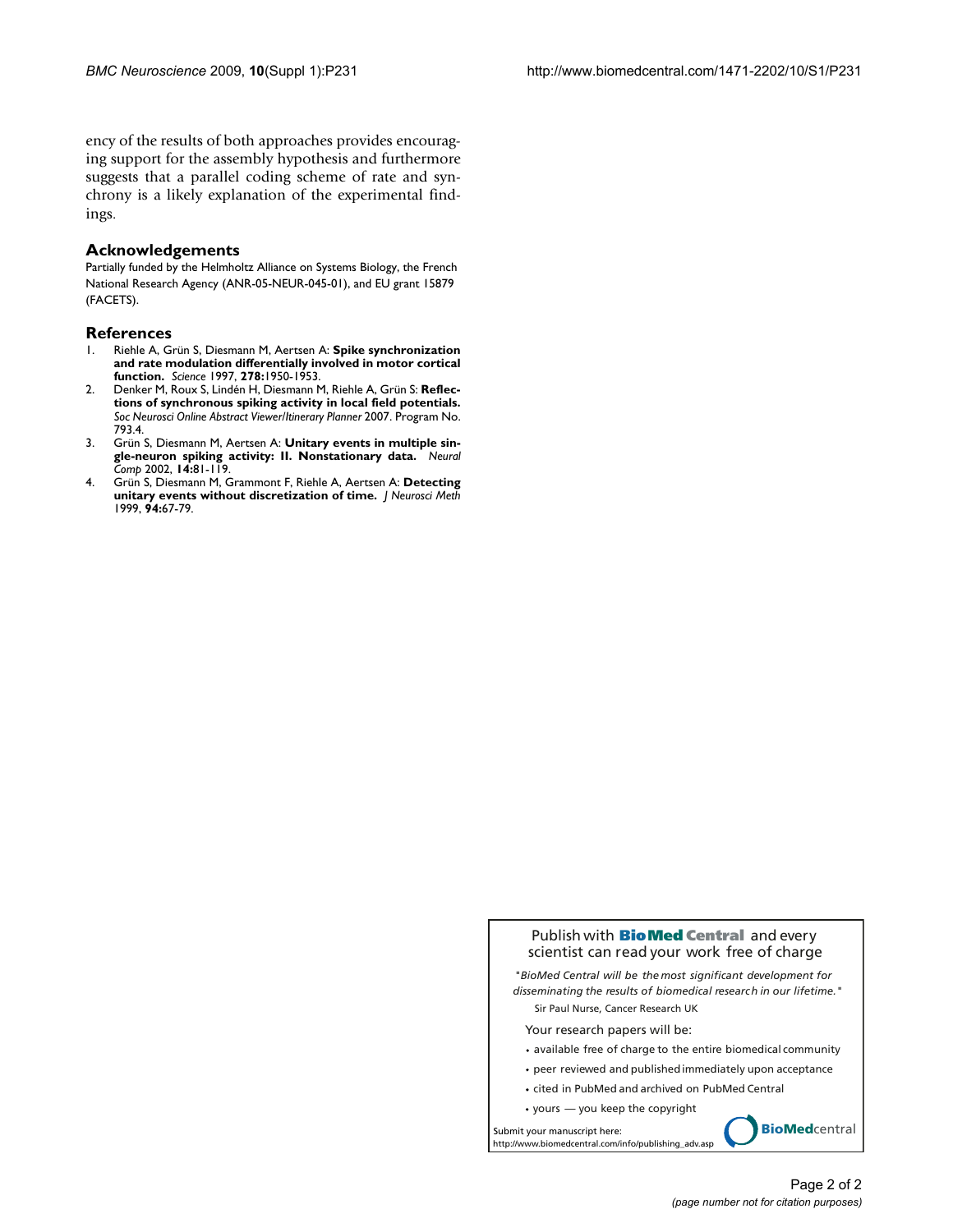ency of the results of both approaches provides encouraging support for the assembly hypothesis and furthermore suggests that a parallel coding scheme of rate and synchrony is a likely explanation of the experimental findings.

## Acknowledgements

Partially funded by the Helmholtz Alliance on Systems Biology, the French National Research Agency (ANR-05-NEUR-045-01), and EU grant 15879 (FACETS).

## References

1. Riehle A, Grün S, Diesmann M, Aertsen A: **Spike synchronization and rate modulation differentially involved in motor cortical function.** *Science* 1997, **278:**1950-1953.
2. Denker M, Roux S, Lindén H, Diesmann M, Riehle A, Grün S: **Reflections of synchronous spiking activity in local field potentials.** *Soc Neurosci Online Abstract Viewer/Itinerary Planner* 2007. Program No. 793.4.
3. Grün S, Diesmann M, Aertsen A: **Unitary events in multiple single-neuron spiking activity: II. Nonstationary data.** *Neural Comp* 2002, **14:**81-119.
4. Grün S, Diesmann M, Grammont F, Riehle A, Aertsen A: **Detecting unitary events without discretization of time.** *J Neurosci Meth* 1999, **94:**67-79.

Publish with **BioMed Central** and every scientist can read your work free of charge

*"BioMed Central will be the most significant development for disseminating the results of biomedical research in our lifetime."*

Sir Paul Nurse, Cancer Research UK

Your research papers will be:

- available free of charge to the entire biomedical community
- peer reviewed and published immediately upon acceptance
- cited in PubMed and archived on PubMed Central
- yours — you keep the copyright

Submit your manuscript here:
http://www.biomedcentral.com/info/publishing_adv.asp

**BioMed**central